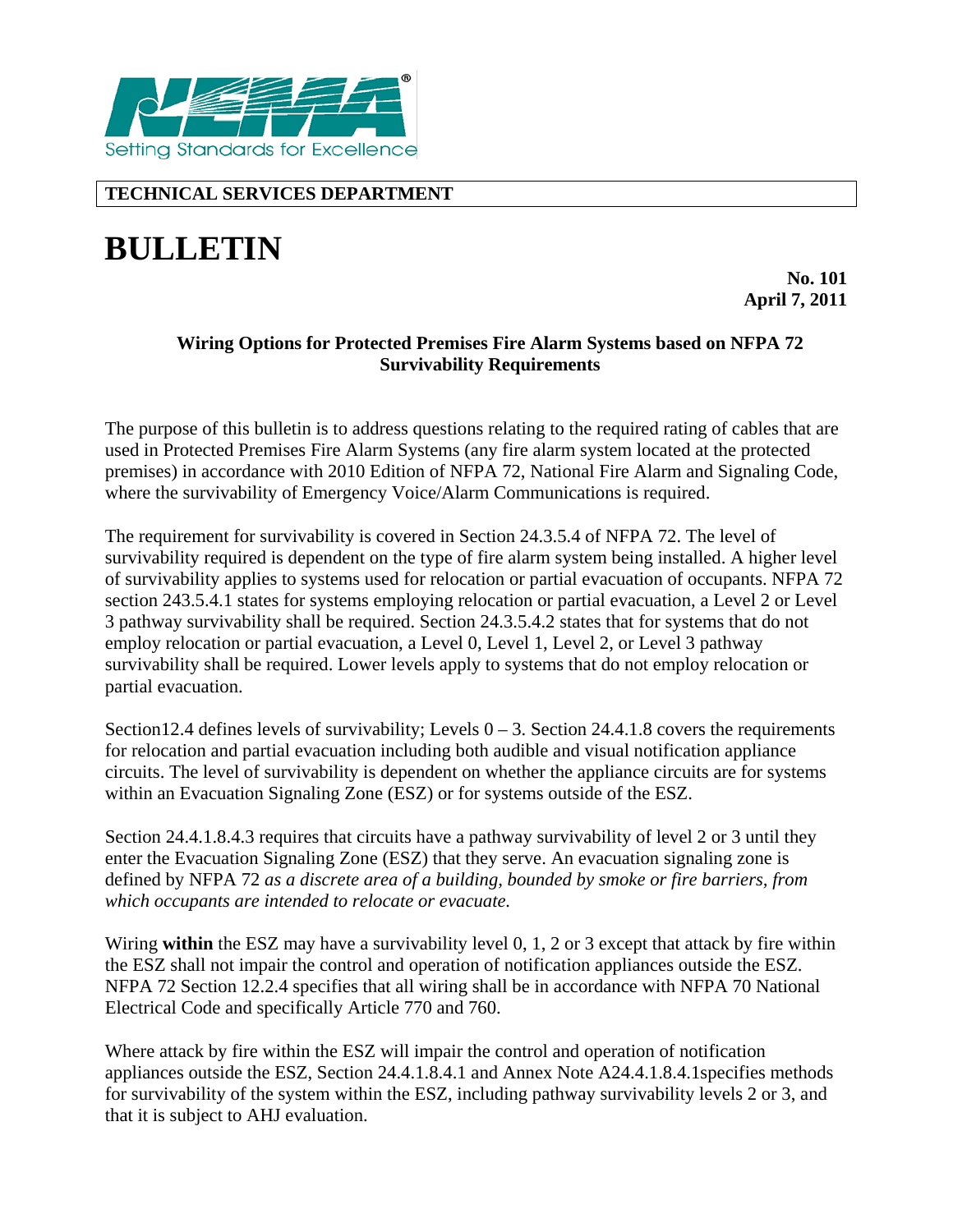**TECHNICAL SERVICES DEPARTMENT**

# BULLETIN

**No. 101**
**April 7, 2011**

### Wiring Options for Protected Premises Fire Alarm Systems based on NFPA 72 Survivability Requirements

The purpose of this bulletin is to address questions relating to the required rating of cables that are used in Protected Premises Fire Alarm Systems (any fire alarm system located at the protected premises) in accordance with 2010 Edition of NFPA 72, National Fire Alarm and Signaling Code, where the survivability of Emergency Voice/Alarm Communications is required.

The requirement for survivability is covered in Section 24.3.5.4 of NFPA 72. The level of survivability required is dependent on the type of fire alarm system being installed. A higher level of survivability applies to systems used for relocation or partial evacuation of occupants. NFPA 72 section 243.5.4.1 states for systems employing relocation or partial evacuation, a Level 2 or Level 3 pathway survivability shall be required. Section 24.3.5.4.2 states that for systems that do not employ relocation or partial evacuation, a Level 0, Level 1, Level 2, or Level 3 pathway survivability shall be required. Lower levels apply to systems that do not employ relocation or partial evacuation.

Section12.4 defines levels of survivability; Levels 0 – 3. Section 24.4.1.8 covers the requirements for relocation and partial evacuation including both audible and visual notification appliance circuits. The level of survivability is dependent on whether the appliance circuits are for systems within an Evacuation Signaling Zone (ESZ) or for systems outside of the ESZ.

Section 24.4.1.8.4.3 requires that circuits have a pathway survivability of level 2 or 3 until they enter the Evacuation Signaling Zone (ESZ) that they serve. An evacuation signaling zone is defined by NFPA 72 *as a discrete area of a building, bounded by smoke or fire barriers, from which occupants are intended to relocate or evacuate.*

Wiring **within** the ESZ may have a survivability level 0, 1, 2 or 3 except that attack by fire within the ESZ shall not impair the control and operation of notification appliances outside the ESZ. NFPA 72 Section 12.2.4 specifies that all wiring shall be in accordance with NFPA 70 National Electrical Code and specifically Article 770 and 760.

Where attack by fire within the ESZ will impair the control and operation of notification appliances outside the ESZ, Section 24.4.1.8.4.1 and Annex Note A24.4.1.8.4.1specifies methods for survivability of the system within the ESZ, including pathway survivability levels 2 or 3, and that it is subject to AHJ evaluation.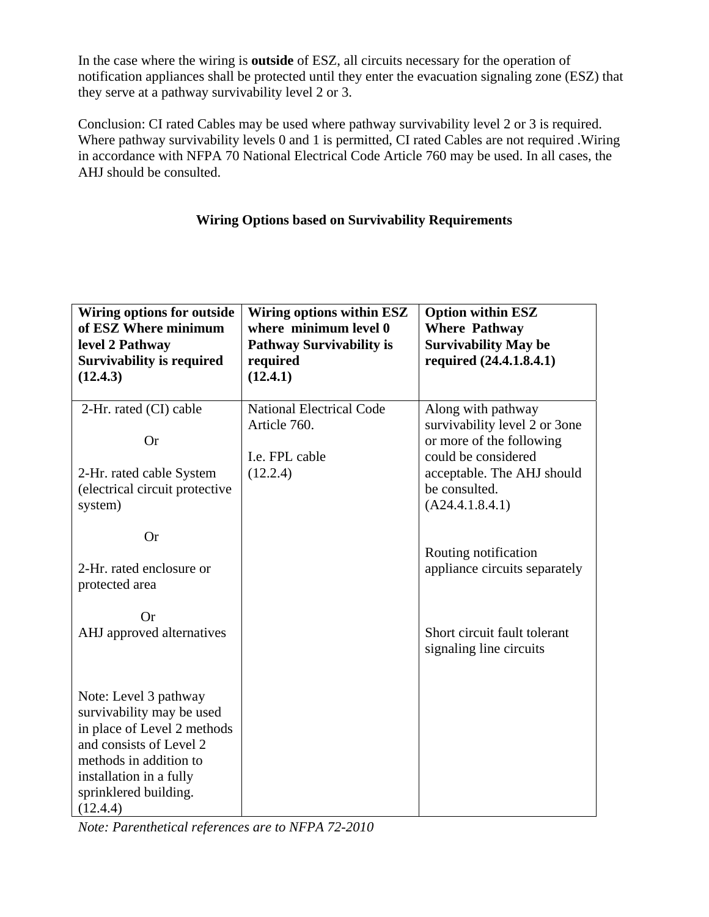In the case where the wiring is **outside** of ESZ, all circuits necessary for the operation of notification appliances shall be protected until they enter the evacuation signaling zone (ESZ) that they serve at a pathway survivability level 2 or 3.

Conclusion: CI rated Cables may be used where pathway survivability level 2 or 3 is required. Where pathway survivability levels 0 and 1 is permitted, CI rated Cables are not required .Wiring in accordance with NFPA 70 National Electrical Code Article 760 may be used. In all cases, the AHJ should be consulted.

**Wiring Options based on Survivability Requirements**

| **Wiring options for outside of ESZ Where minimum level 2 Pathway Survivability is required (12.4.3)** | **Wiring options within ESZ where minimum level 0 Pathway Survivability is required (12.4.1)** | **Option within ESZ Where Pathway Survivability May be required (24.4.1.8.4.1)** |
|---|---|---|
| 2-Hr. rated (CI) cable<br><br>Or<br><br>2-Hr. rated cable System (electrical circuit protective system)<br><br>Or<br><br>2-Hr. rated enclosure or protected area<br><br>Or<br>AHJ approved alternatives<br><br>Note: Level 3 pathway survivability may be used in place of Level 2 methods and consists of Level 2 methods in addition to installation in a fully sprinklered building. (12.4.4) | National Electrical Code Article 760.<br><br>I.e. FPL cable (12.2.4) | Along with pathway survivability level 2 or 3one or more of the following could be considered acceptable. The AHJ should be consulted. (A24.4.1.8.4.1)<br><br>Routing notification appliance circuits separately<br><br>Short circuit fault tolerant signaling line circuits |

*Note: Parenthetical references are to NFPA 72-2010*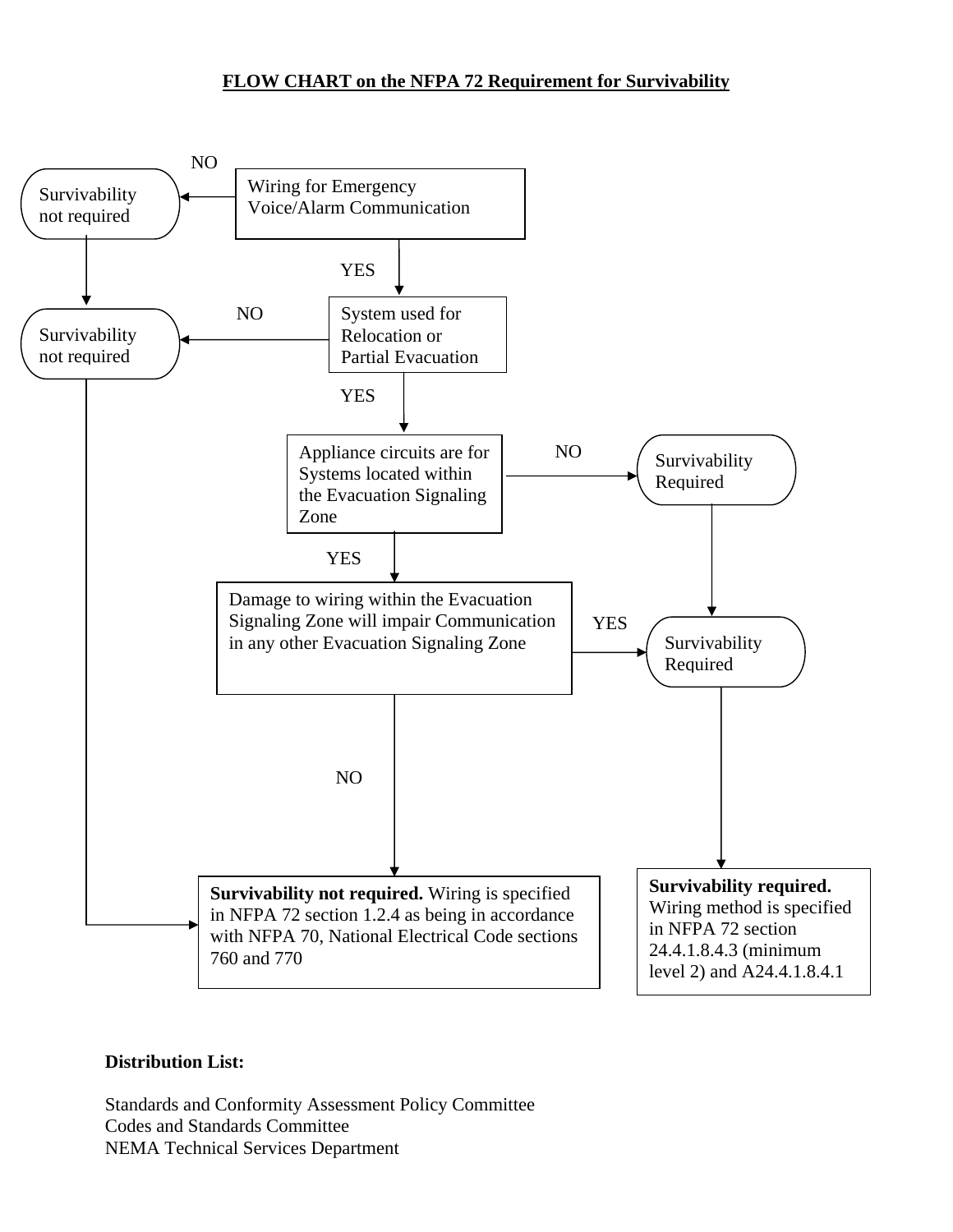**FLOW CHART on the NFPA 72 Requirement for Survivability**

NO

Survivability not required

Wiring for Emergency Voice/Alarm Communication

YES

NO

Survivability not required

System used for Relocation or Partial Evacuation

YES

Appliance circuits are for Systems located within the Evacuation Signaling Zone

NO

Survivability Required

YES

Damage to wiring within the Evacuation Signaling Zone will impair Communication in any other Evacuation Signaling Zone

YES

Survivability Required

NO

**Survivability not required.** Wiring is specified in NFPA 72 section 1.2.4 as being in accordance with NFPA 70, National Electrical Code sections 760 and 770

**Survivability required.** Wiring method is specified in NFPA 72 section 24.4.1.8.4.3 (minimum level 2) and A24.4.1.8.4.1

**Distribution List:**

Standards and Conformity Assessment Policy Committee
Codes and Standards Committee
NEMA Technical Services Department